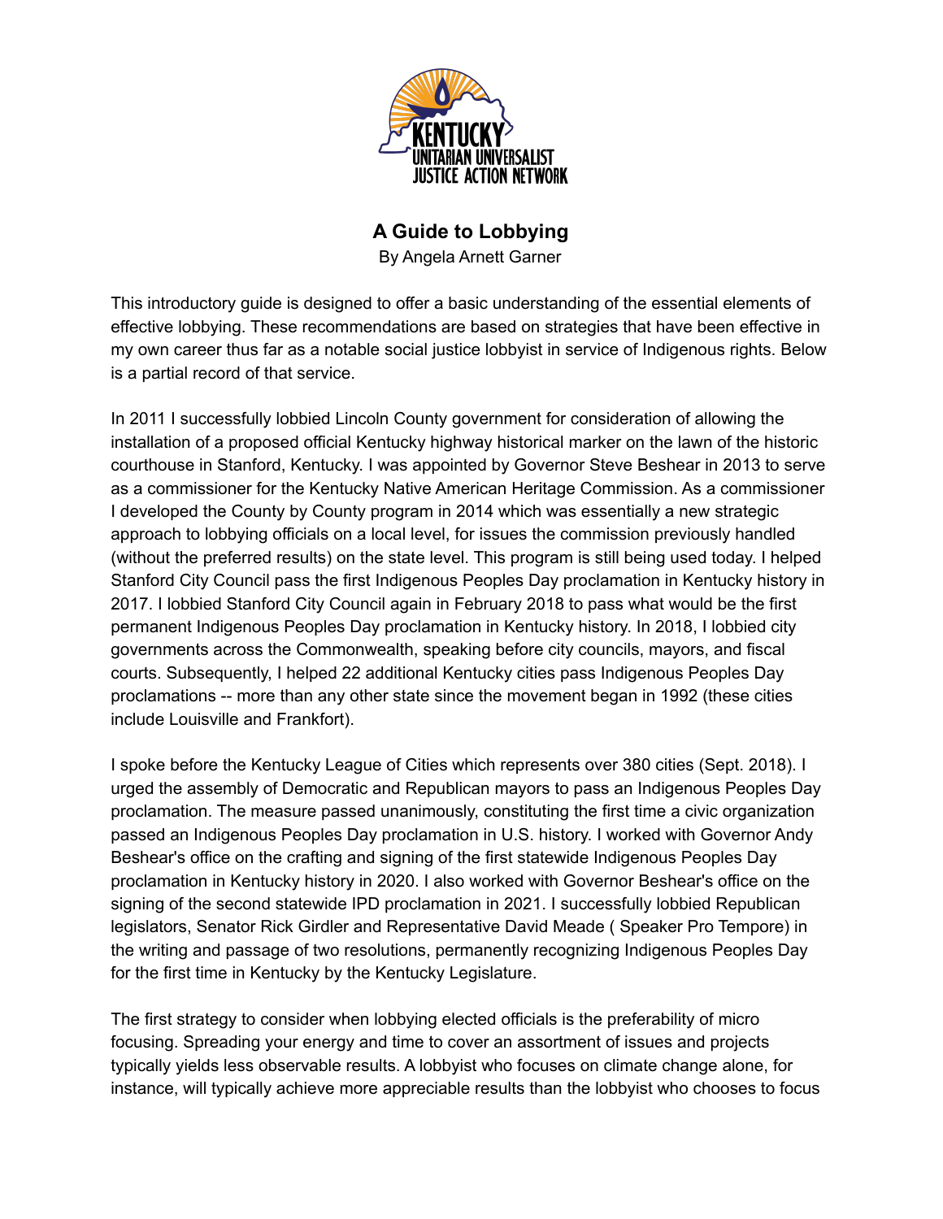# A Guide to Lobbying

By Angela Arnett Garner

This introductory guide is designed to offer a basic understanding of the essential elements of effective lobbying. These recommendations are based on strategies that have been effective in my own career thus far as a notable social justice lobbyist in service of Indigenous rights. Below is a partial record of that service.

In 2011 I successfully lobbied Lincoln County government for consideration of allowing the installation of a proposed official Kentucky highway historical marker on the lawn of the historic courthouse in Stanford, Kentucky. I was appointed by Governor Steve Beshear in 2013 to serve as a commissioner for the Kentucky Native American Heritage Commission. As a commissioner I developed the County by County program in 2014 which was essentially a new strategic approach to lobbying officials on a local level, for issues the commission previously handled (without the preferred results) on the state level. This program is still being used today. I helped Stanford City Council pass the first Indigenous Peoples Day proclamation in Kentucky history in 2017. I lobbied Stanford City Council again in February 2018 to pass what would be the first permanent Indigenous Peoples Day proclamation in Kentucky history. In 2018, I lobbied city governments across the Commonwealth, speaking before city councils, mayors, and fiscal courts. Subsequently, I helped 22 additional Kentucky cities pass Indigenous Peoples Day proclamations -- more than any other state since the movement began in 1992 (these cities include Louisville and Frankfort).

I spoke before the Kentucky League of Cities which represents over 380 cities (Sept. 2018). I urged the assembly of Democratic and Republican mayors to pass an Indigenous Peoples Day proclamation. The measure passed unanimously, constituting the first time a civic organization passed an Indigenous Peoples Day proclamation in U.S. history. I worked with Governor Andy Beshear's office on the crafting and signing of the first statewide Indigenous Peoples Day proclamation in Kentucky history in 2020. I also worked with Governor Beshear's office on the signing of the second statewide IPD proclamation in 2021. I successfully lobbied Republican legislators, Senator Rick Girdler and Representative David Meade ( Speaker Pro Tempore) in the writing and passage of two resolutions, permanently recognizing Indigenous Peoples Day for the first time in Kentucky by the Kentucky Legislature.

The first strategy to consider when lobbying elected officials is the preferability of micro focusing. Spreading your energy and time to cover an assortment of issues and projects typically yields less observable results. A lobbyist who focuses on climate change alone, for instance, will typically achieve more appreciable results than the lobbyist who chooses to focus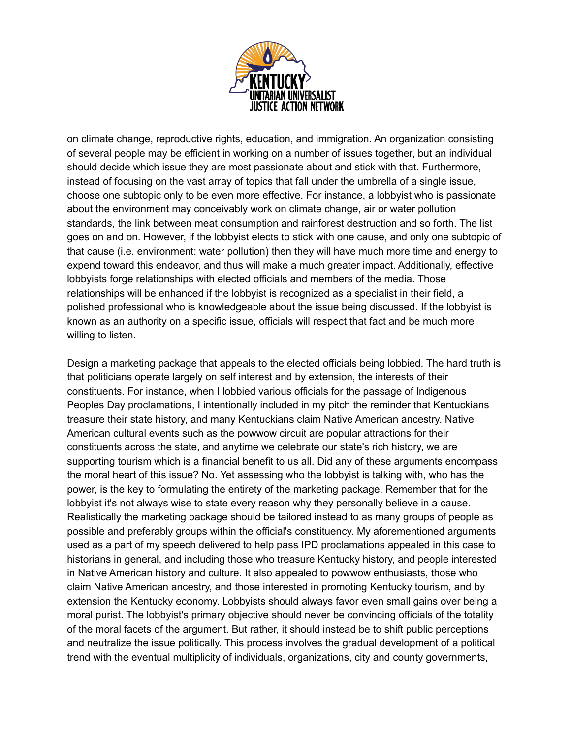on climate change, reproductive rights, education, and immigration. An organization consisting of several people may be efficient in working on a number of issues together, but an individual should decide which issue they are most passionate about and stick with that. Furthermore, instead of focusing on the vast array of topics that fall under the umbrella of a single issue, choose one subtopic only to be even more effective. For instance, a lobbyist who is passionate about the environment may conceivably work on climate change, air or water pollution standards, the link between meat consumption and rainforest destruction and so forth. The list goes on and on. However, if the lobbyist elects to stick with one cause, and only one subtopic of that cause (i.e. environment: water pollution) then they will have much more time and energy to expend toward this endeavor, and thus will make a much greater impact. Additionally, effective lobbyists forge relationships with elected officials and members of the media. Those relationships will be enhanced if the lobbyist is recognized as a specialist in their field, a polished professional who is knowledgeable about the issue being discussed. If the lobbyist is known as an authority on a specific issue, officials will respect that fact and be much more willing to listen.

Design a marketing package that appeals to the elected officials being lobbied. The hard truth is that politicians operate largely on self interest and by extension, the interests of their constituents. For instance, when I lobbied various officials for the passage of Indigenous Peoples Day proclamations, I intentionally included in my pitch the reminder that Kentuckians treasure their state history, and many Kentuckians claim Native American ancestry. Native American cultural events such as the powwow circuit are popular attractions for their constituents across the state, and anytime we celebrate our state's rich history, we are supporting tourism which is a financial benefit to us all. Did any of these arguments encompass the moral heart of this issue? No. Yet assessing who the lobbyist is talking with, who has the power, is the key to formulating the entirety of the marketing package. Remember that for the lobbyist it's not always wise to state every reason why they personally believe in a cause. Realistically the marketing package should be tailored instead to as many groups of people as possible and preferably groups within the official's constituency. My aforementioned arguments used as a part of my speech delivered to help pass IPD proclamations appealed in this case to historians in general, and including those who treasure Kentucky history, and people interested in Native American history and culture. It also appealed to powwow enthusiasts, those who claim Native American ancestry, and those interested in promoting Kentucky tourism, and by extension the Kentucky economy. Lobbyists should always favor even small gains over being a moral purist. The lobbyist's primary objective should never be convincing officials of the totality of the moral facets of the argument. But rather, it should instead be to shift public perceptions and neutralize the issue politically. This process involves the gradual development of a political trend with the eventual multiplicity of individuals, organizations, city and county governments,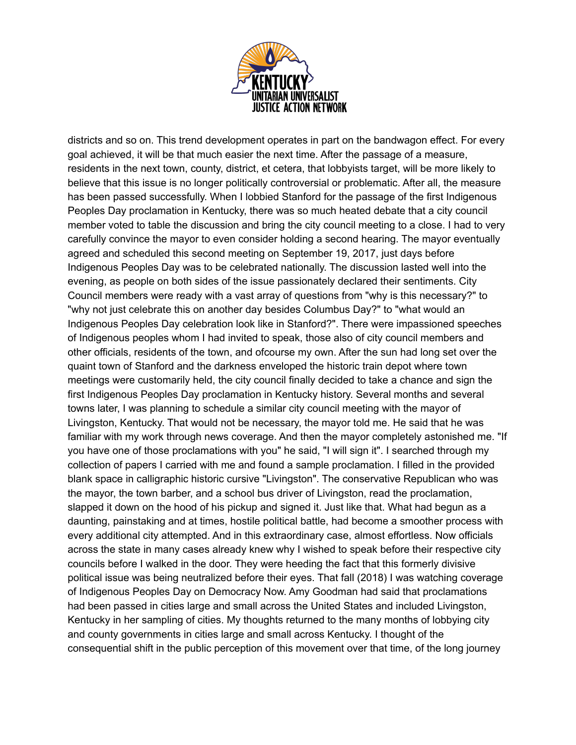districts and so on. This trend development operates in part on the bandwagon effect. For every goal achieved, it will be that much easier the next time. After the passage of a measure, residents in the next town, county, district, et cetera, that lobbyists target, will be more likely to believe that this issue is no longer politically controversial or problematic. After all, the measure has been passed successfully. When I lobbied Stanford for the passage of the first Indigenous Peoples Day proclamation in Kentucky, there was so much heated debate that a city council member voted to table the discussion and bring the city council meeting to a close. I had to very carefully convince the mayor to even consider holding a second hearing. The mayor eventually agreed and scheduled this second meeting on September 19, 2017, just days before Indigenous Peoples Day was to be celebrated nationally. The discussion lasted well into the evening, as people on both sides of the issue passionately declared their sentiments. City Council members were ready with a vast array of questions from "why is this necessary?" to "why not just celebrate this on another day besides Columbus Day?" to "what would an Indigenous Peoples Day celebration look like in Stanford?". There were impassioned speeches of Indigenous peoples whom I had invited to speak, those also of city council members and other officials, residents of the town, and ofcourse my own. After the sun had long set over the quaint town of Stanford and the darkness enveloped the historic train depot where town meetings were customarily held, the city council finally decided to take a chance and sign the first Indigenous Peoples Day proclamation in Kentucky history. Several months and several towns later, I was planning to schedule a similar city council meeting with the mayor of Livingston, Kentucky. That would not be necessary, the mayor told me. He said that he was familiar with my work through news coverage. And then the mayor completely astonished me. "If you have one of those proclamations with you" he said, "I will sign it". I searched through my collection of papers I carried with me and found a sample proclamation. I filled in the provided blank space in calligraphic historic cursive "Livingston". The conservative Republican who was the mayor, the town barber, and a school bus driver of Livingston, read the proclamation, slapped it down on the hood of his pickup and signed it. Just like that. What had begun as a daunting, painstaking and at times, hostile political battle, had become a smoother process with every additional city attempted. And in this extraordinary case, almost effortless. Now officials across the state in many cases already knew why I wished to speak before their respective city councils before I walked in the door. They were heeding the fact that this formerly divisive political issue was being neutralized before their eyes. That fall (2018) I was watching coverage of Indigenous Peoples Day on Democracy Now. Amy Goodman had said that proclamations had been passed in cities large and small across the United States and included Livingston, Kentucky in her sampling of cities. My thoughts returned to the many months of lobbying city and county governments in cities large and small across Kentucky. I thought of the consequential shift in the public perception of this movement over that time, of the long journey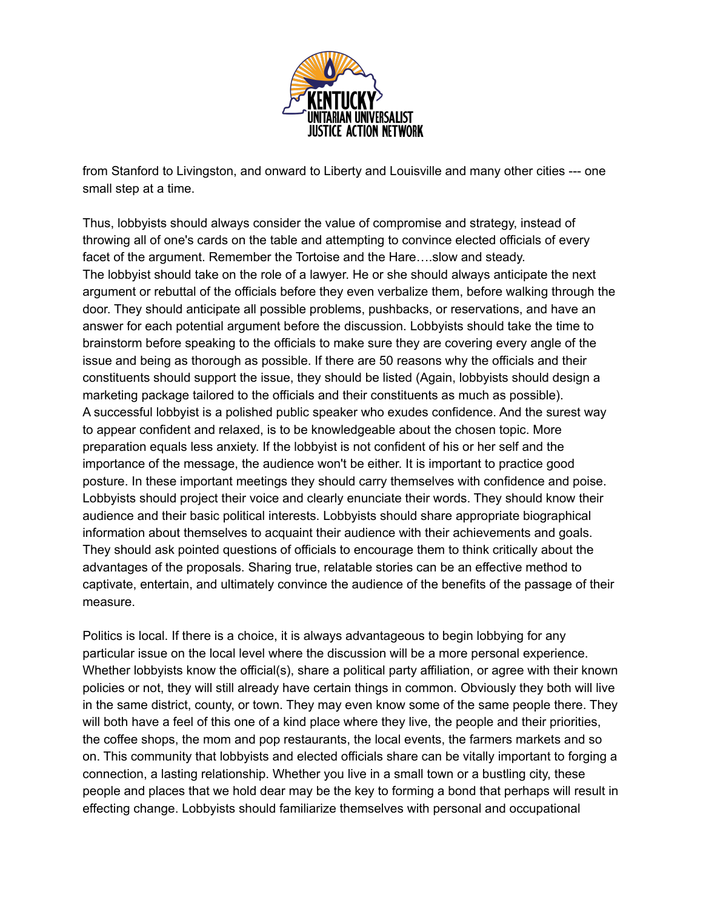from Stanford to Livingston, and onward to Liberty and Louisville and many other cities --- one small step at a time.

Thus, lobbyists should always consider the value of compromise and strategy, instead of throwing all of one's cards on the table and attempting to convince elected officials of every facet of the argument. Remember the Tortoise and the Hare….slow and steady.
The lobbyist should take on the role of a lawyer. He or she should always anticipate the next argument or rebuttal of the officials before they even verbalize them, before walking through the door. They should anticipate all possible problems, pushbacks, or reservations, and have an answer for each potential argument before the discussion. Lobbyists should take the time to brainstorm before speaking to the officials to make sure they are covering every angle of the issue and being as thorough as possible. If there are 50 reasons why the officials and their constituents should support the issue, they should be listed (Again, lobbyists should design a marketing package tailored to the officials and their constituents as much as possible).
A successful lobbyist is a polished public speaker who exudes confidence. And the surest way to appear confident and relaxed, is to be knowledgeable about the chosen topic. More preparation equals less anxiety. If the lobbyist is not confident of his or her self and the importance of the message, the audience won't be either. It is important to practice good posture. In these important meetings they should carry themselves with confidence and poise. Lobbyists should project their voice and clearly enunciate their words. They should know their audience and their basic political interests. Lobbyists should share appropriate biographical information about themselves to acquaint their audience with their achievements and goals. They should ask pointed questions of officials to encourage them to think critically about the advantages of the proposals. Sharing true, relatable stories can be an effective method to captivate, entertain, and ultimately convince the audience of the benefits of the passage of their measure.

Politics is local. If there is a choice, it is always advantageous to begin lobbying for any particular issue on the local level where the discussion will be a more personal experience. Whether lobbyists know the official(s), share a political party affiliation, or agree with their known policies or not, they will still already have certain things in common. Obviously they both will live in the same district, county, or town. They may even know some of the same people there. They will both have a feel of this one of a kind place where they live, the people and their priorities, the coffee shops, the mom and pop restaurants, the local events, the farmers markets and so on. This community that lobbyists and elected officials share can be vitally important to forging a connection, a lasting relationship. Whether you live in a small town or a bustling city, these people and places that we hold dear may be the key to forming a bond that perhaps will result in effecting change. Lobbyists should familiarize themselves with personal and occupational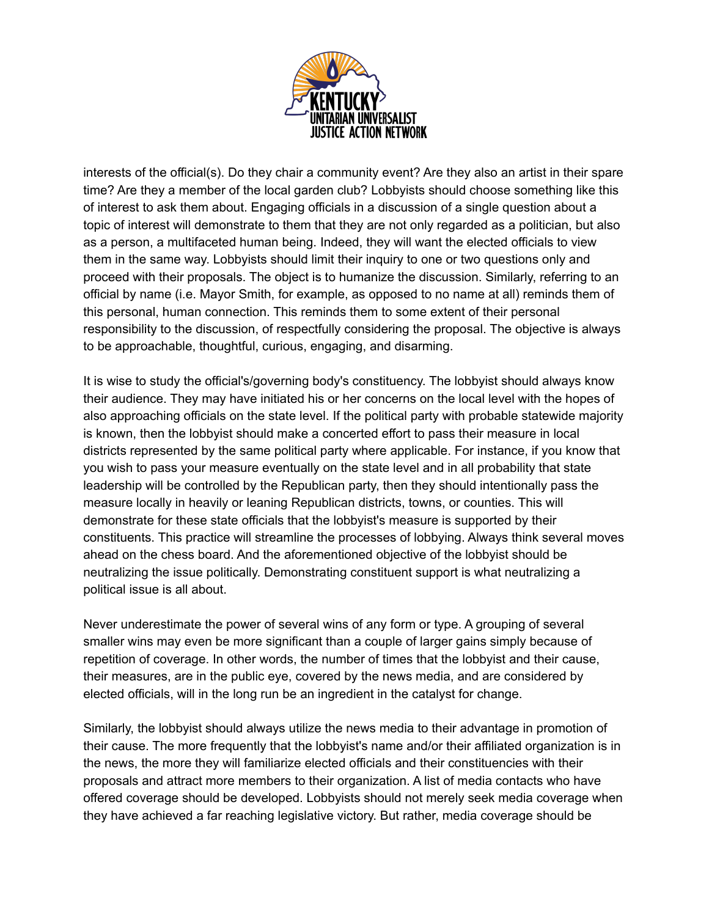interests of the official(s). Do they chair a community event? Are they also an artist in their spare time? Are they a member of the local garden club? Lobbyists should choose something like this of interest to ask them about. Engaging officials in a discussion of a single question about a topic of interest will demonstrate to them that they are not only regarded as a politician, but also as a person, a multifaceted human being. Indeed, they will want the elected officials to view them in the same way. Lobbyists should limit their inquiry to one or two questions only and proceed with their proposals. The object is to humanize the discussion. Similarly, referring to an official by name (i.e. Mayor Smith, for example, as opposed to no name at all) reminds them of this personal, human connection. This reminds them to some extent of their personal responsibility to the discussion, of respectfully considering the proposal. The objective is always to be approachable, thoughtful, curious, engaging, and disarming.

It is wise to study the official's/governing body's constituency. The lobbyist should always know their audience. They may have initiated his or her concerns on the local level with the hopes of also approaching officials on the state level. If the political party with probable statewide majority is known, then the lobbyist should make a concerted effort to pass their measure in local districts represented by the same political party where applicable. For instance, if you know that you wish to pass your measure eventually on the state level and in all probability that state leadership will be controlled by the Republican party, then they should intentionally pass the measure locally in heavily or leaning Republican districts, towns, or counties. This will demonstrate for these state officials that the lobbyist's measure is supported by their constituents. This practice will streamline the processes of lobbying. Always think several moves ahead on the chess board. And the aforementioned objective of the lobbyist should be neutralizing the issue politically. Demonstrating constituent support is what neutralizing a political issue is all about.

Never underestimate the power of several wins of any form or type. A grouping of several smaller wins may even be more significant than a couple of larger gains simply because of repetition of coverage. In other words, the number of times that the lobbyist and their cause, their measures, are in the public eye, covered by the news media, and are considered by elected officials, will in the long run be an ingredient in the catalyst for change.

Similarly, the lobbyist should always utilize the news media to their advantage in promotion of their cause. The more frequently that the lobbyist's name and/or their affiliated organization is in the news, the more they will familiarize elected officials and their constituencies with their proposals and attract more members to their organization. A list of media contacts who have offered coverage should be developed. Lobbyists should not merely seek media coverage when they have achieved a far reaching legislative victory. But rather, media coverage should be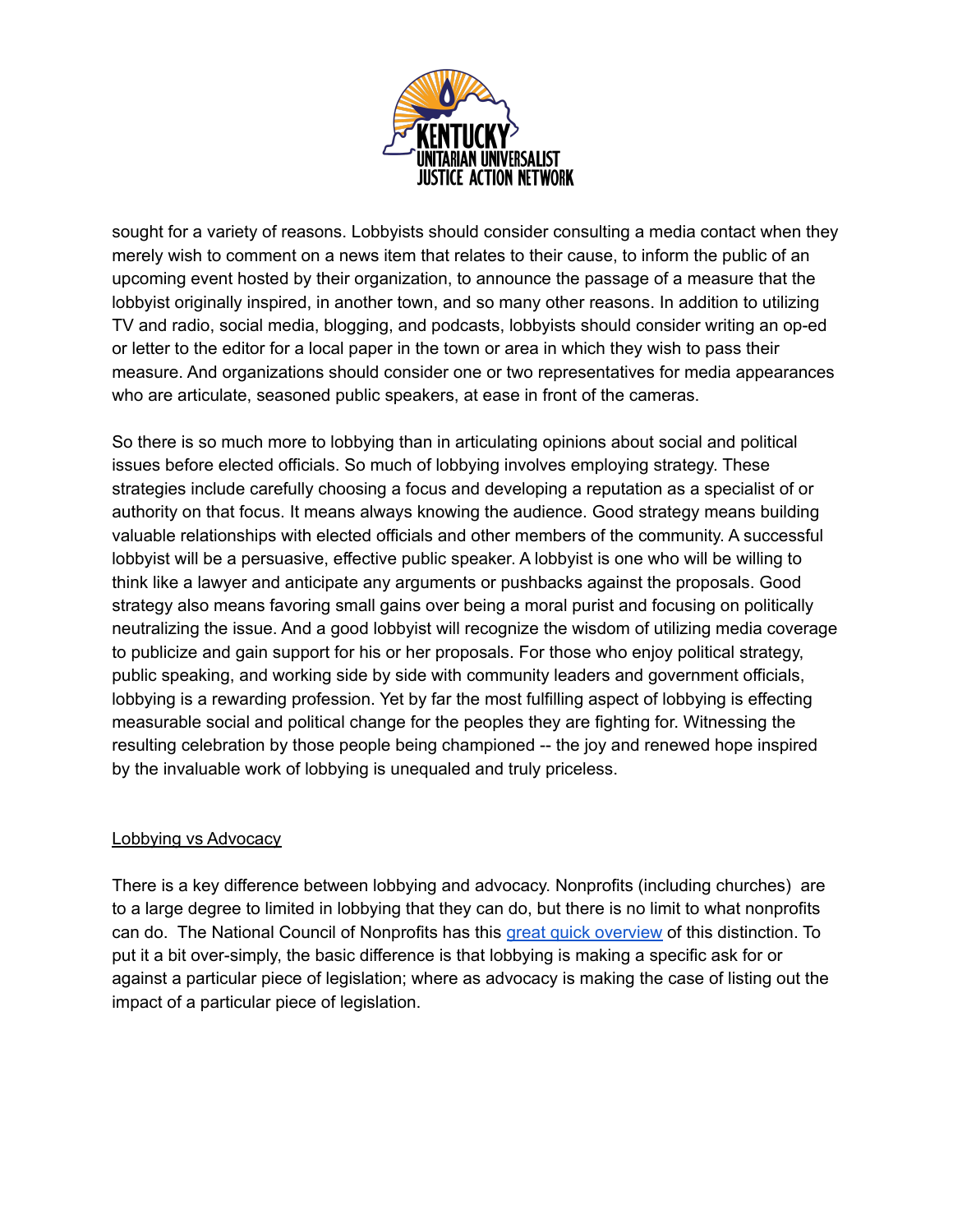sought for a variety of reasons. Lobbyists should consider consulting a media contact when they merely wish to comment on a news item that relates to their cause, to inform the public of an upcoming event hosted by their organization, to announce the passage of a measure that the lobbyist originally inspired, in another town, and so many other reasons. In addition to utilizing TV and radio, social media, blogging, and podcasts, lobbyists should consider writing an op-ed or letter to the editor for a local paper in the town or area in which they wish to pass their measure. And organizations should consider one or two representatives for media appearances who are articulate, seasoned public speakers, at ease in front of the cameras.

So there is so much more to lobbying than in articulating opinions about social and political issues before elected officials. So much of lobbying involves employing strategy. These strategies include carefully choosing a focus and developing a reputation as a specialist of or authority on that focus. It means always knowing the audience. Good strategy means building valuable relationships with elected officials and other members of the community. A successful lobbyist will be a persuasive, effective public speaker. A lobbyist is one who will be willing to think like a lawyer and anticipate any arguments or pushbacks against the proposals. Good strategy also means favoring small gains over being a moral purist and focusing on politically neutralizing the issue. And a good lobbyist will recognize the wisdom of utilizing media coverage to publicize and gain support for his or her proposals. For those who enjoy political strategy, public speaking, and working side by side with community leaders and government officials, lobbying is a rewarding profession. Yet by far the most fulfilling aspect of lobbying is effecting measurable social and political change for the peoples they are fighting for. Witnessing the resulting celebration by those people being championed -- the joy and renewed hope inspired by the invaluable work of lobbying is unequaled and truly priceless.

## Lobbying vs Advocacy

There is a key difference between lobbying and advocacy. Nonprofits (including churches) are to a large degree to limited in lobbying that they can do, but there is no limit to what nonprofits can do. The National Council of Nonprofits has this [great quick overview] of this distinction. To put it a bit over-simply, the basic difference is that lobbying is making a specific ask for or against a particular piece of legislation; where as advocacy is making the case of listing out the impact of a particular piece of legislation.